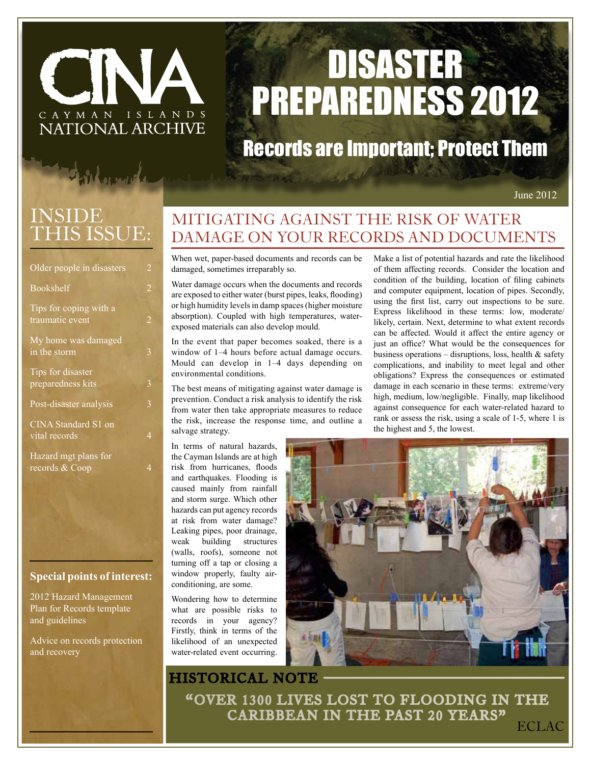CINA

CAYMAN ISLANDS NATIONAL ARCHIVE

# DISASTER PREPAREDNESS 2012

## Records are Important; Protect Them

June 2012

## INSIDE THIS ISSUE:

| | |
|---|---|
| Older people in disasters | 2 |
| Bookshelf | 2 |
| Tips for coping with a traumatic event | 2 |
| My home was damaged in the storm | 3 |
| Tips for disaster preparedness kits | 3 |
| Post-disaster analysis | 3 |
| CINA Standard S1 on vital records | 4 |
| Hazard mgt plans for records & Coop | 4 |

**Special points of interest:**

2012 Hazard Management Plan for Records template and guidelines

Advice on records protection and recovery

## MITIGATING AGAINST THE RISK OF WATER DAMAGE ON YOUR RECORDS AND DOCUMENTS

When wet, paper-based documents and records can be damaged, sometimes irreparably so.

Water damage occurs when the documents and records are exposed to either water (burst pipes, leaks, flooding) or high humidity levels in damp spaces (higher moisture absorption). Coupled with high temperatures, water-exposed materials can also develop mould.

In the event that paper becomes soaked, there is a window of 1–4 hours before actual damage occurs. Mould can develop in 1–4 days depending on environmental conditions.

The best means of mitigating against water damage is prevention. Conduct a risk analysis to identify the risk from water then take appropriate measures to reduce the risk, increase the response time, and outline a salvage strategy.

In terms of natural hazards, the Cayman Islands are at high risk from hurricanes, floods and earthquakes. Flooding is caused mainly from rainfall and storm surge. Which other hazards can put agency records at risk from water damage? Leaking pipes, poor drainage, weak building structures (walls, roofs), someone not turning off a tap or closing a window properly, faulty air-conditioning, are some.

Wondering how to determine what are possible risks to records in your agency? Firstly, think in terms of the likelihood of an unexpected water-related event occurring. Make a list of potential hazards and rate the likelihood of them affecting records. Consider the location and condition of the building, location of filing cabinets and computer equipment, location of pipes. Secondly, using the first list, carry out inspections to be sure. Express likelihood in these terms: low, moderate/likely, certain. Next, determine to what extent records can be affected. Would it affect the entire agency or just an office? What would be the consequences for business operations – disruptions, loss, health & safety complications, and inability to meet legal and other obligations? Express the consequences or estimated damage in each scenario in these terms: extreme/very high, medium, low/negligible. Finally, map likelihood against consequence for each water-related hazard to rank or assess the risk, using a scale of 1-5, where 1 is the highest and 5, the lowest.

### HISTORICAL NOTE

"OVER 1300 LIVES LOST TO FLOODING IN THE CARIBBEAN IN THE PAST 20 YEARS" ECLAC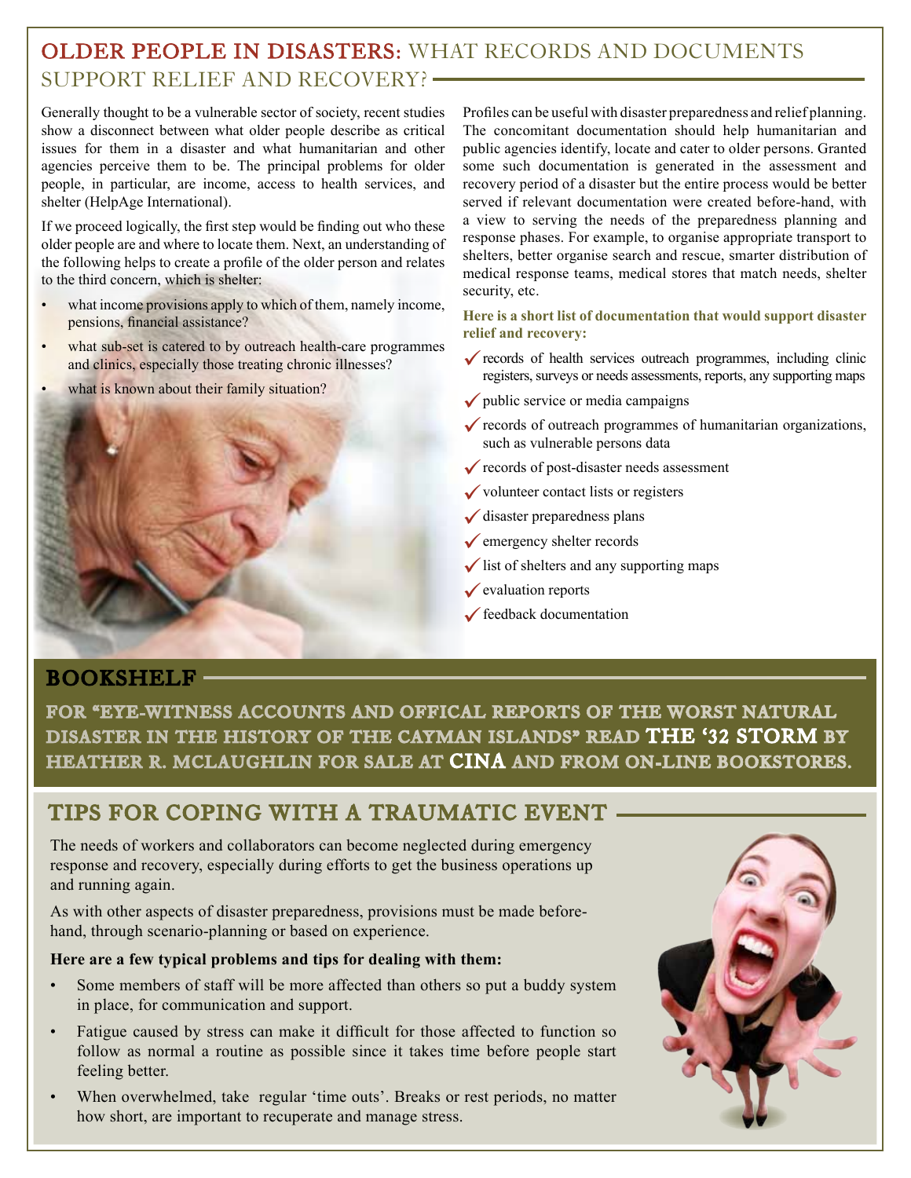## OLDER PEOPLE IN DISASTERS: WHAT RECORDS AND DOCUMENTS SUPPORT RELIEF AND RECOVERY?

Generally thought to be a vulnerable sector of society, recent studies show a disconnect between what older people describe as critical issues for them in a disaster and what humanitarian and other agencies perceive them to be. The principal problems for older people, in particular, are income, access to health services, and shelter (HelpAge International).

If we proceed logically, the first step would be finding out who these older people are and where to locate them. Next, an understanding of the following helps to create a profile of the older person and relates to the third concern, which is shelter:

- what income provisions apply to which of them, namely income, pensions, financial assistance?
- what sub-set is catered to by outreach health-care programmes and clinics, especially those treating chronic illnesses?
- what is known about their family situation?

Profiles can be useful with disaster preparedness and relief planning. The concomitant documentation should help humanitarian and public agencies identify, locate and cater to older persons. Granted some such documentation is generated in the assessment and recovery period of a disaster but the entire process would be better served if relevant documentation were created before-hand, with a view to serving the needs of the preparedness planning and response phases. For example, to organise appropriate transport to shelters, better organise search and rescue, smarter distribution of medical response teams, medical stores that match needs, shelter security, etc.

**Here is a short list of documentation that would support disaster relief and recovery:**

- ✓ records of health services outreach programmes, including clinic registers, surveys or needs assessments, reports, any supporting maps
- ✓ public service or media campaigns
- ✓ records of outreach programmes of humanitarian organizations, such as vulnerable persons data
- ✓ records of post-disaster needs assessment
- ✓ volunteer contact lists or registers
- ✓ disaster preparedness plans
- ✓ emergency shelter records
- ✓ list of shelters and any supporting maps
- ✓ evaluation reports
- ✓ feedback documentation

## BOOKSHELF

**FOR "EYE-WITNESS ACCOUNTS AND OFFICAL REPORTS OF THE WORST NATURAL DISASTER IN THE HISTORY OF THE CAYMAN ISLANDS" READ THE '32 STORM BY HEATHER R. MCLAUGHLIN FOR SALE AT CINA AND FROM ON-LINE BOOKSTORES.**

## TIPS FOR COPING WITH A TRAUMATIC EVENT

The needs of workers and collaborators can become neglected during emergency response and recovery, especially during efforts to get the business operations up and running again.

As with other aspects of disaster preparedness, provisions must be made before-hand, through scenario-planning or based on experience.

**Here are a few typical problems and tips for dealing with them:**

- Some members of staff will be more affected than others so put a buddy system in place, for communication and support.
- Fatigue caused by stress can make it difficult for those affected to function so follow as normal a routine as possible since it takes time before people start feeling better.
- When overwhelmed, take regular 'time outs'. Breaks or rest periods, no matter how short, are important to recuperate and manage stress.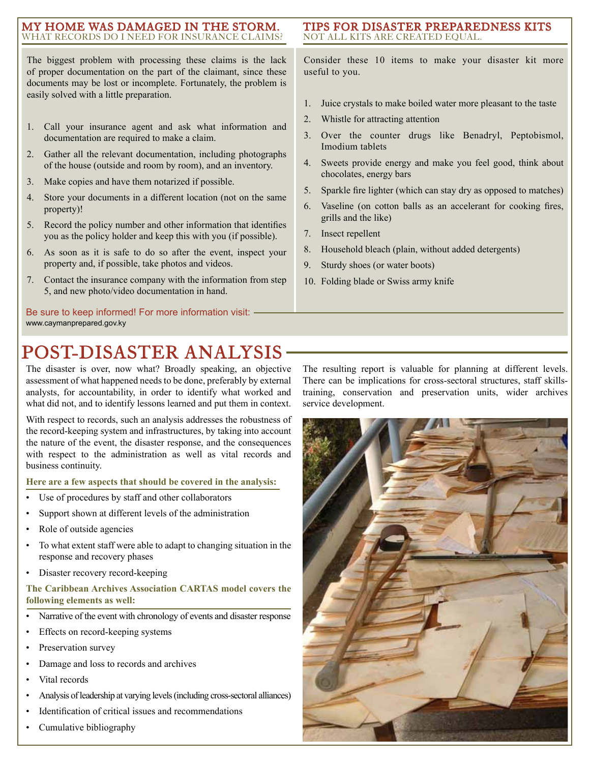## MY HOME WAS DAMAGED IN THE STORM.
### WHAT RECORDS DO I NEED FOR INSURANCE CLAIMS?

The biggest problem with processing these claims is the lack of proper documentation on the part of the claimant, since these documents may be lost or incomplete. Fortunately, the problem is easily solved with a little preparation.

1. Call your insurance agent and ask what information and documentation are required to make a claim.
2. Gather all the relevant documentation, including photographs of the house (outside and room by room), and an inventory.
3. Make copies and have them notarized if possible.
4. Store your documents in a different location (not on the same property)!
5. Record the policy number and other information that identifies you as the policy holder and keep this with you (if possible).
6. As soon as it is safe to do so after the event, inspect your property and, if possible, take photos and videos.
7. Contact the insurance company with the information from step 5, and new photo/video documentation in hand.

Be sure to keep informed! For more information visit:
www.caymanprepared.gov.ky

## TIPS FOR DISASTER PREPAREDNESS KITS
### NOT ALL KITS ARE CREATED EQUAL.

Consider these 10 items to make your disaster kit more useful to you.

1. Juice crystals to make boiled water more pleasant to the taste
2. Whistle for attracting attention
3. Over the counter drugs like Benadryl, Peptobismol, Imodium tablets
4. Sweets provide energy and make you feel good, think about chocolates, energy bars
5. Sparkle fire lighter (which can stay dry as opposed to matches)
6. Vaseline (on cotton balls as an accelerant for cooking fires, grills and the like)
7. Insect repellent
8. Household bleach (plain, without added detergents)
9. Sturdy shoes (or water boots)
10. Folding blade or Swiss army knife

# POST-DISASTER ANALYSIS

The disaster is over, now what? Broadly speaking, an objective assessment of what happened needs to be done, preferably by external analysts, for accountability, in order to identify what worked and what did not, and to identify lessons learned and put them in context.

With respect to records, such an analysis addresses the robustness of the record-keeping system and infrastructures, by taking into account the nature of the event, the disaster response, and the consequences with respect to the administration as well as vital records and business continuity.

**Here are a few aspects that should be covered in the analysis:**

- Use of procedures by staff and other collaborators
- Support shown at different levels of the administration
- Role of outside agencies
- To what extent staff were able to adapt to changing situation in the response and recovery phases
- Disaster recovery record-keeping

**The Caribbean Archives Association CARTAS model covers the following elements as well:**

- Narrative of the event with chronology of events and disaster response
- Effects on record-keeping systems
- Preservation survey
- Damage and loss to records and archives
- Vital records
- Analysis of leadership at varying levels (including cross-sectoral alliances)
- Identification of critical issues and recommendations
- Cumulative bibliography

The resulting report is valuable for planning at different levels. There can be implications for cross-sectoral structures, staff skills-training, conservation and preservation units, wider archives service development.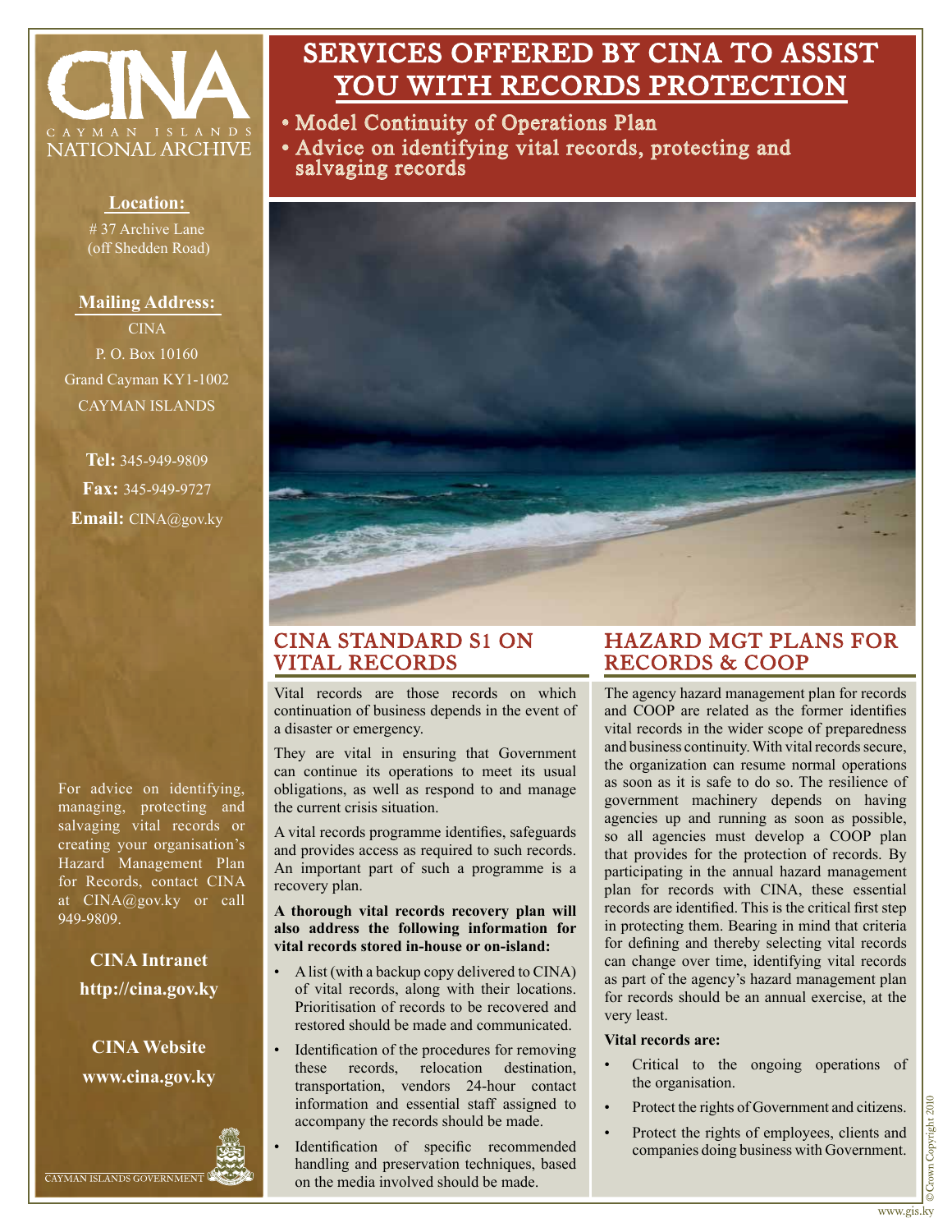# SERVICES OFFERED BY CINA TO ASSIST YOU WITH RECORDS PROTECTION

- Model Continuity of Operations Plan
- Advice on identifying vital records, protecting and salvaging records

CINA
CAYMAN ISLANDS
NATIONAL ARCHIVE

**Location:**
# 37 Archive Lane
(off Shedden Road)

**Mailing Address:**
CINA
P. O. Box 10160
Grand Cayman KY1-1002
CAYMAN ISLANDS

**Tel:** 345-949-9809
**Fax:** 345-949-9727
**Email:** CINA@gov.ky

For advice on identifying, managing, protecting and salvaging vital records or creating your organisation's Hazard Management Plan for Records, contact CINA at CINA@gov.ky or call 949-9809.

**CINA Intranet**
**http://cina.gov.ky**

**CINA Website**
**www.cina.gov.ky**

CAYMAN ISLANDS GOVERNMENT

## CINA STANDARD S1 ON VITAL RECORDS

Vital records are those records on which continuation of business depends in the event of a disaster or emergency.

They are vital in ensuring that Government can continue its operations to meet its usual obligations, as well as respond to and manage the current crisis situation.

A vital records programme identifies, safeguards and provides access as required to such records. An important part of such a programme is a recovery plan.

**A thorough vital records recovery plan will also address the following information for vital records stored in-house or on-island:**

- A list (with a backup copy delivered to CINA) of vital records, along with their locations. Prioritisation of records to be recovered and restored should be made and communicated.
- Identification of the procedures for removing these records, relocation destination, transportation, vendors 24-hour contact information and essential staff assigned to accompany the records should be made.
- Identification of specific recommended handling and preservation techniques, based on the media involved should be made.

## HAZARD MGT PLANS FOR RECORDS & COOP

The agency hazard management plan for records and COOP are related as the former identifies vital records in the wider scope of preparedness and business continuity. With vital records secure, the organization can resume normal operations as soon as it is safe to do so. The resilience of government machinery depends on having agencies up and running as soon as possible, so all agencies must develop a COOP plan that provides for the protection of records. By participating in the annual hazard management plan for records with CINA, these essential records are identified. This is the critical first step in protecting them. Bearing in mind that criteria for defining and thereby selecting vital records can change over time, identifying vital records as part of the agency's hazard management plan for records should be an annual exercise, at the very least.

**Vital records are:**

- Critical to the ongoing operations of the organisation.
- Protect the rights of Government and citizens.
- Protect the rights of employees, clients and companies doing business with Government.

©Crown Copyright 2010

www.gis.ky